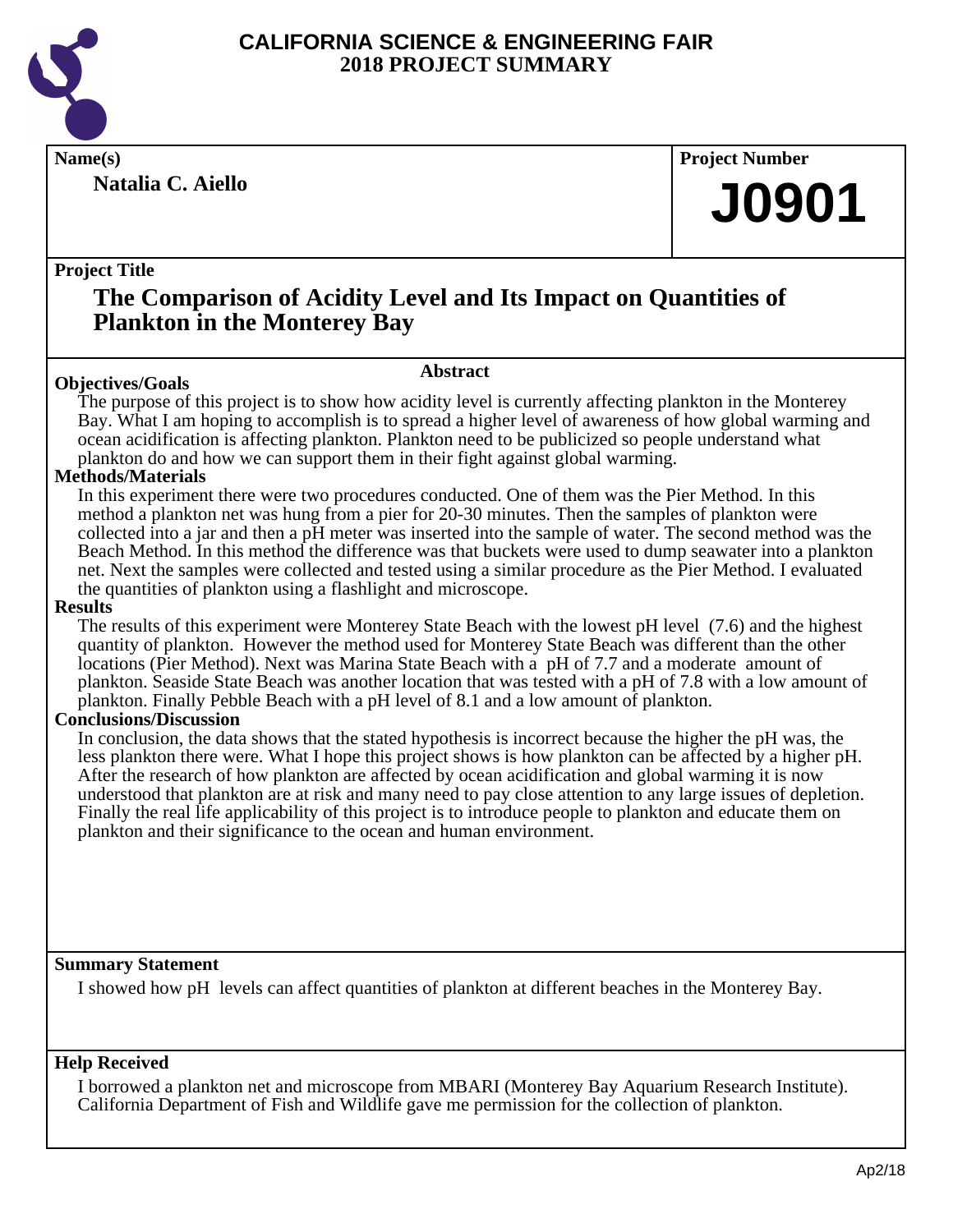# CALIFORNIA SCIENCE & ENGINEERING FAIR
## 2018 PROJECT SUMMARY

**Name(s)**

**Natalia C. Aiello**

**Project Number**

# J0901

**Project Title**

## The Comparison of Acidity Level and Its Impact on Quantities of Plankton in the Monterey Bay

### Abstract

**Objectives/Goals**

The purpose of this project is to show how acidity level is currently affecting plankton in the Monterey Bay. What I am hoping to accomplish is to spread a higher level of awareness of how global warming and ocean acidification is affecting plankton. Plankton need to be publicized so people understand what plankton do and how we can support them in their fight against global warming.

**Methods/Materials**

In this experiment there were two procedures conducted. One of them was the Pier Method. In this method a plankton net was hung from a pier for 20-30 minutes. Then the samples of plankton were collected into a jar and then a pH meter was inserted into the sample of water. The second method was the Beach Method. In this method the difference was that buckets were used to dump seawater into a plankton net. Next the samples were collected and tested using a similar procedure as the Pier Method. I evaluated the quantities of plankton using a flashlight and microscope.

**Results**

The results of this experiment were Monterey State Beach with the lowest pH level (7.6) and the highest quantity of plankton. However the method used for Monterey State Beach was different than the other locations (Pier Method). Next was Marina State Beach with a pH of 7.7 and a moderate amount of plankton. Seaside State Beach was another location that was tested with a pH of 7.8 with a low amount of plankton. Finally Pebble Beach with a pH level of 8.1 and a low amount of plankton.

**Conclusions/Discussion**

In conclusion, the data shows that the stated hypothesis is incorrect because the higher the pH was, the less plankton there were. What I hope this project shows is how plankton can be affected by a higher pH. After the research of how plankton are affected by ocean acidification and global warming it is now understood that plankton are at risk and many need to pay close attention to any large issues of depletion. Finally the real life applicability of this project is to introduce people to plankton and educate them on plankton and their significance to the ocean and human environment.

**Summary Statement**

I showed how pH levels can affect quantities of plankton at different beaches in the Monterey Bay.

**Help Received**

I borrowed a plankton net and microscope from MBARI (Monterey Bay Aquarium Research Institute). California Department of Fish and Wildlife gave me permission for the collection of plankton.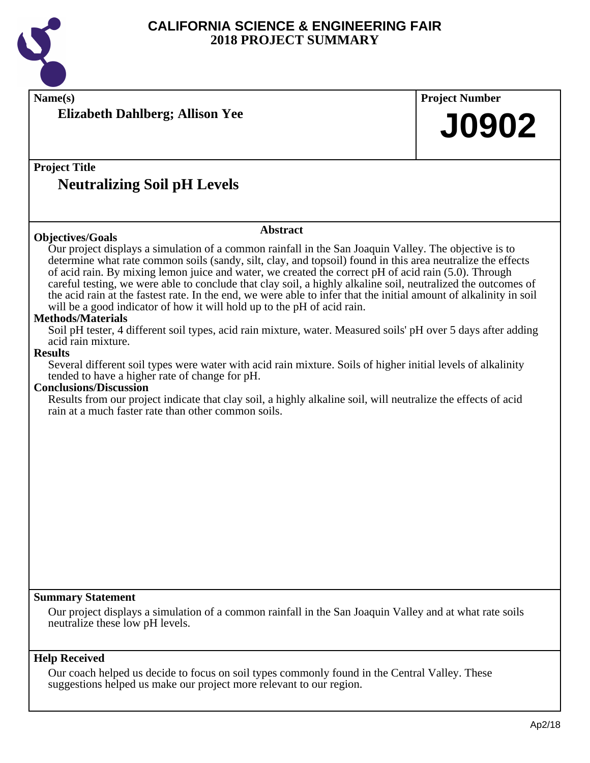# CALIFORNIA SCIENCE & ENGINEERING FAIR
## 2018 PROJECT SUMMARY

**Name(s)**

**Elizabeth Dahlberg; Allison Yee**

**Project Number**

**J0902**

**Project Title**

## Neutralizing Soil pH Levels

### Abstract

**Objectives/Goals**

Our project displays a simulation of a common rainfall in the San Joaquin Valley. The objective is to determine what rate common soils (sandy, silt, clay, and topsoil) found in this area neutralize the effects of acid rain. By mixing lemon juice and water, we created the correct pH of acid rain (5.0). Through careful testing, we were able to conclude that clay soil, a highly alkaline soil, neutralized the outcomes of the acid rain at the fastest rate. In the end, we were able to infer that the initial amount of alkalinity in soil will be a good indicator of how it will hold up to the pH of acid rain.

**Methods/Materials**

Soil pH tester, 4 different soil types, acid rain mixture, water. Measured soils' pH over 5 days after adding acid rain mixture.

**Results**

Several different soil types were water with acid rain mixture. Soils of higher initial levels of alkalinity tended to have a higher rate of change for pH.

**Conclusions/Discussion**

Results from our project indicate that clay soil, a highly alkaline soil, will neutralize the effects of acid rain at a much faster rate than other common soils.

**Summary Statement**

Our project displays a simulation of a common rainfall in the San Joaquin Valley and at what rate soils neutralize these low pH levels.

**Help Received**

Our coach helped us decide to focus on soil types commonly found in the Central Valley. These suggestions helped us make our project more relevant to our region.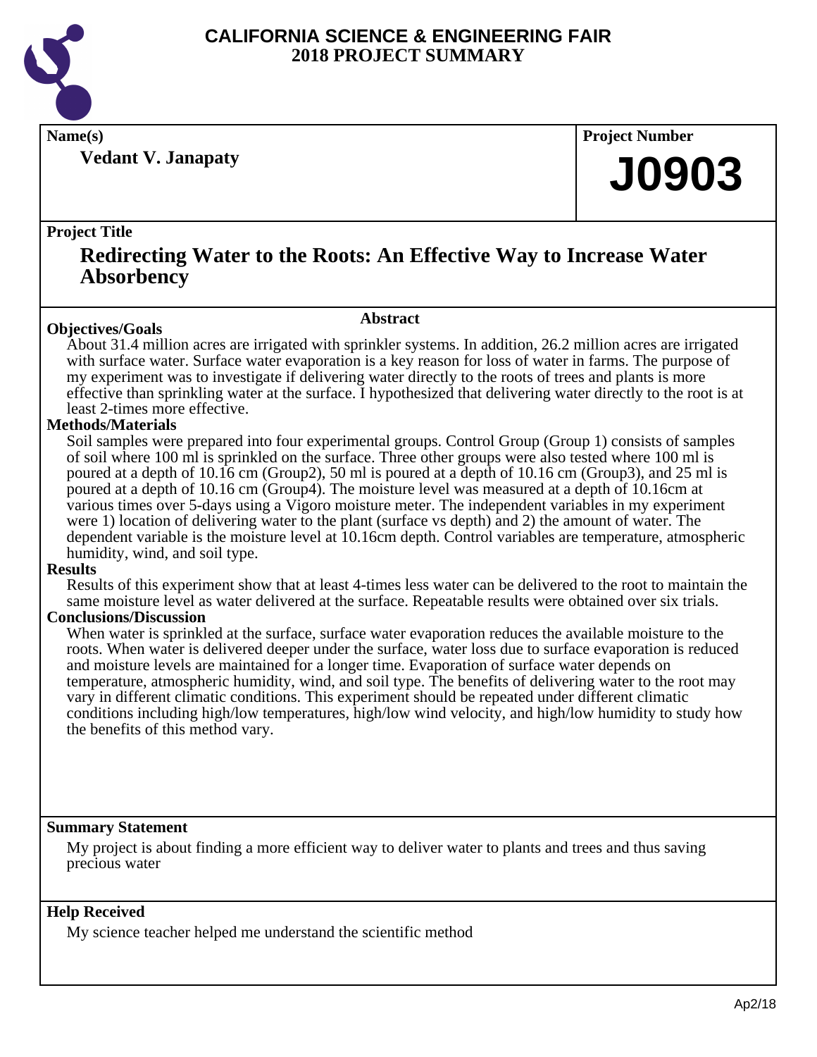# CALIFORNIA SCIENCE & ENGINEERING FAIR
# 2018 PROJECT SUMMARY

**Name(s)**

**Vedant V. Janapaty**

**Project Number**

**J0903**

**Project Title**

## Redirecting Water to the Roots: An Effective Way to Increase Water Absorbency

### Abstract

**Objectives/Goals**

About 31.4 million acres are irrigated with sprinkler systems. In addition, 26.2 million acres are irrigated with surface water. Surface water evaporation is a key reason for loss of water in farms. The purpose of my experiment was to investigate if delivering water directly to the roots of trees and plants is more effective than sprinkling water at the surface. I hypothesized that delivering water directly to the root is at least 2-times more effective.

**Methods/Materials**

Soil samples were prepared into four experimental groups. Control Group (Group 1) consists of samples of soil where 100 ml is sprinkled on the surface. Three other groups were also tested where 100 ml is poured at a depth of 10.16 cm (Group2), 50 ml is poured at a depth of 10.16 cm (Group3), and 25 ml is poured at a depth of 10.16 cm (Group4). The moisture level was measured at a depth of 10.16cm at various times over 5-days using a Vigoro moisture meter. The independent variables in my experiment were 1) location of delivering water to the plant (surface vs depth) and 2) the amount of water. The dependent variable is the moisture level at 10.16cm depth. Control variables are temperature, atmospheric humidity, wind, and soil type.

**Results**

Results of this experiment show that at least 4-times less water can be delivered to the root to maintain the same moisture level as water delivered at the surface. Repeatable results were obtained over six trials.

**Conclusions/Discussion**

When water is sprinkled at the surface, surface water evaporation reduces the available moisture to the roots. When water is delivered deeper under the surface, water loss due to surface evaporation is reduced and moisture levels are maintained for a longer time. Evaporation of surface water depends on temperature, atmospheric humidity, wind, and soil type. The benefits of delivering water to the root may vary in different climatic conditions. This experiment should be repeated under different climatic conditions including high/low temperatures, high/low wind velocity, and high/low humidity to study how the benefits of this method vary.

**Summary Statement**

My project is about finding a more efficient way to deliver water to plants and trees and thus saving precious water

**Help Received**

My science teacher helped me understand the scientific method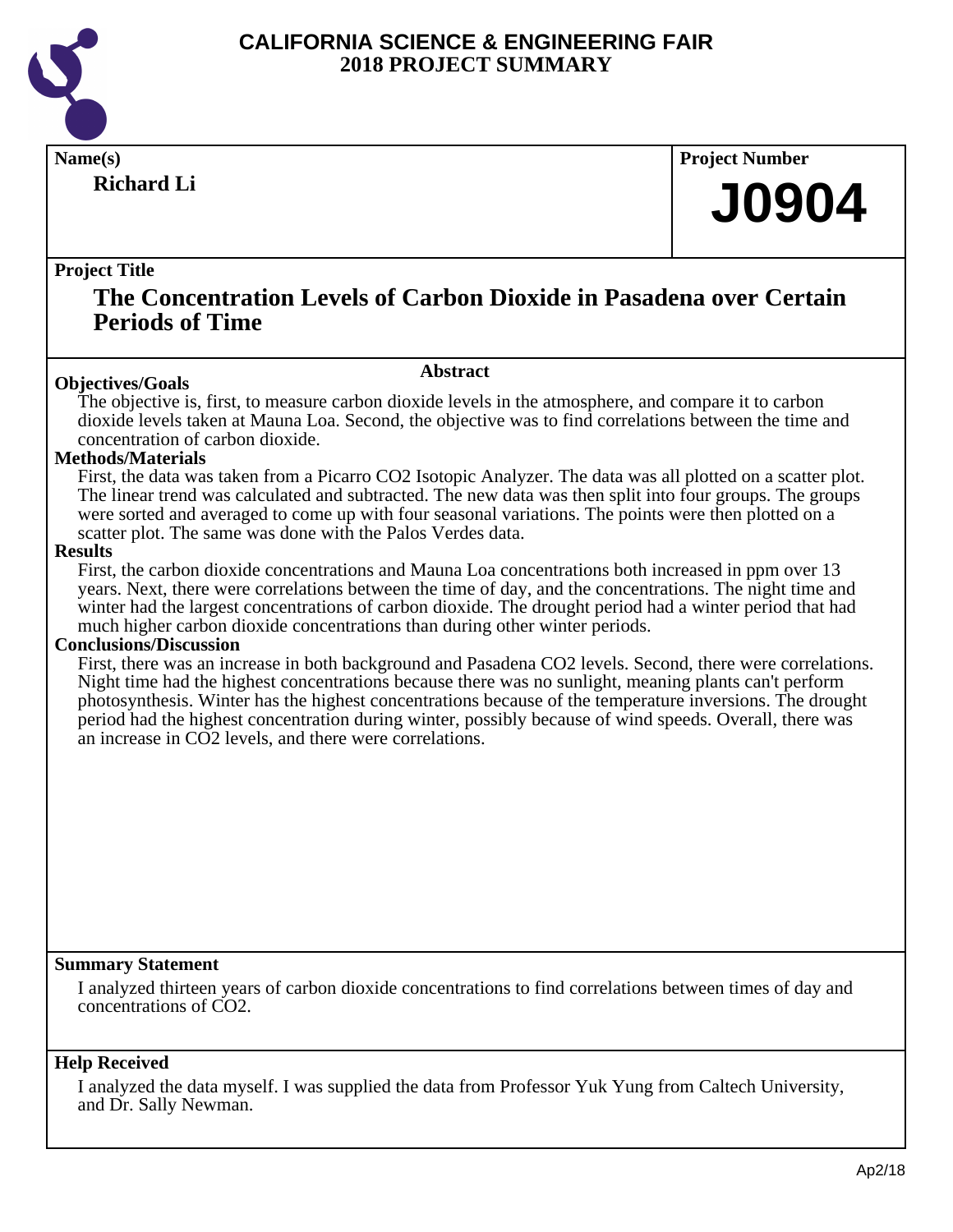# CALIFORNIA SCIENCE & ENGINEERING FAIR
# 2018 PROJECT SUMMARY

**Name(s)**

**Richard Li**

**Project Number**

**J0904**

**Project Title**

## The Concentration Levels of Carbon Dioxide in Pasadena over Certain Periods of Time

### Abstract

**Objectives/Goals**

The objective is, first, to measure carbon dioxide levels in the atmosphere, and compare it to carbon dioxide levels taken at Mauna Loa. Second, the objective was to find correlations between the time and concentration of carbon dioxide.

**Methods/Materials**

First, the data was taken from a Picarro CO2 Isotopic Analyzer. The data was all plotted on a scatter plot. The linear trend was calculated and subtracted. The new data was then split into four groups. The groups were sorted and averaged to come up with four seasonal variations. The points were then plotted on a scatter plot. The same was done with the Palos Verdes data.

**Results**

First, the carbon dioxide concentrations and Mauna Loa concentrations both increased in ppm over 13 years. Next, there were correlations between the time of day, and the concentrations. The night time and winter had the largest concentrations of carbon dioxide. The drought period had a winter period that had much higher carbon dioxide concentrations than during other winter periods.

**Conclusions/Discussion**

First, there was an increase in both background and Pasadena CO2 levels. Second, there were correlations. Night time had the highest concentrations because there was no sunlight, meaning plants can't perform photosynthesis. Winter has the highest concentrations because of the temperature inversions. The drought period had the highest concentration during winter, possibly because of wind speeds. Overall, there was an increase in CO2 levels, and there were correlations.

**Summary Statement**

I analyzed thirteen years of carbon dioxide concentrations to find correlations between times of day and concentrations of CO2.

**Help Received**

I analyzed the data myself. I was supplied the data from Professor Yuk Yung from Caltech University, and Dr. Sally Newman.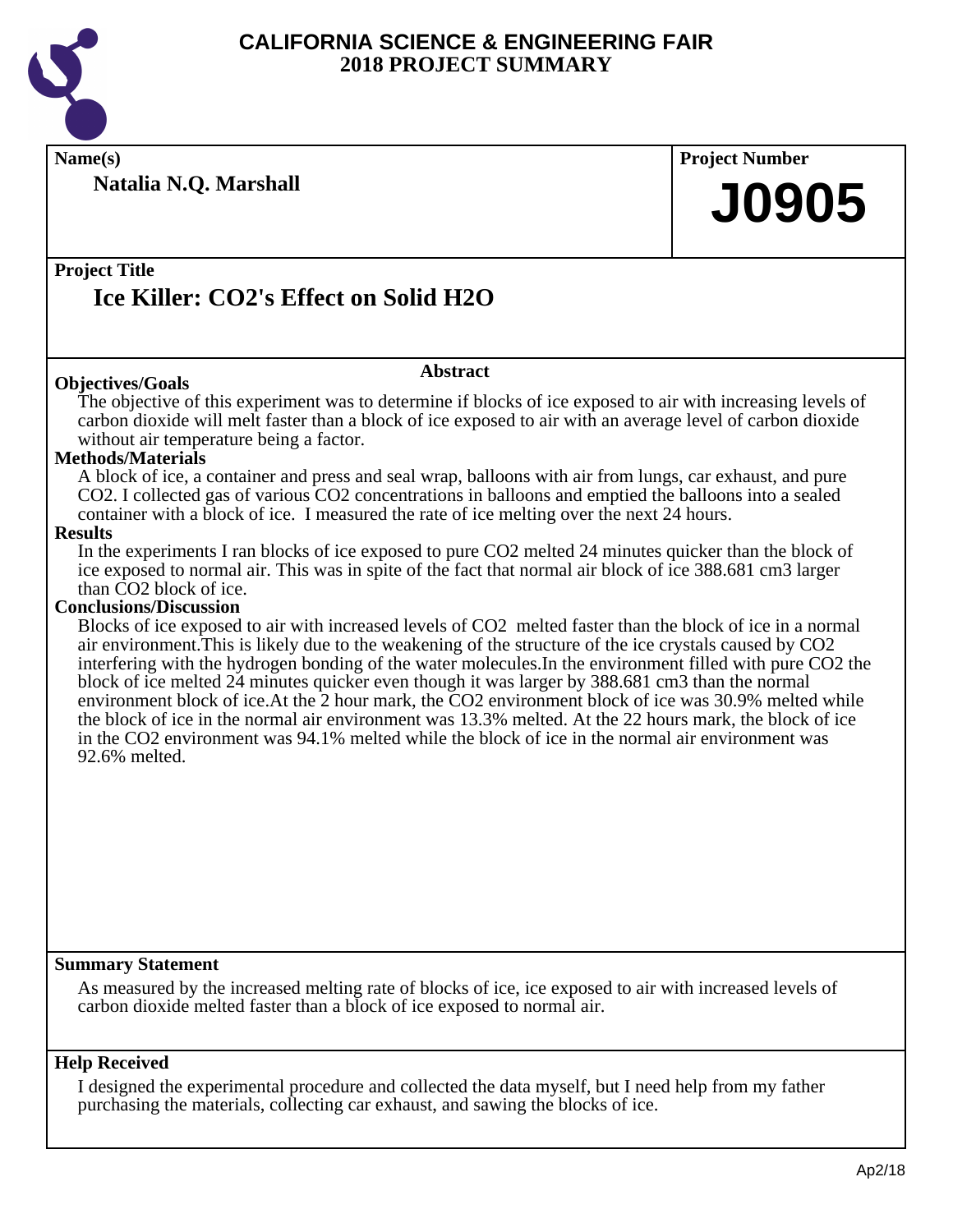# CALIFORNIA SCIENCE & ENGINEERING FAIR
## 2018 PROJECT SUMMARY

**Name(s)**

**Natalia N.Q. Marshall**

**Project Number**

**J0905**

**Project Title**

## Ice Killer: $CO_2$'s Effect on Solid $H_2O$

### Abstract

**Objectives/Goals**

The objective of this experiment was to determine if blocks of ice exposed to air with increasing levels of carbon dioxide will melt faster than a block of ice exposed to air with an average level of carbon dioxide without air temperature being a factor.

**Methods/Materials**

A block of ice, a container and press and seal wrap, balloons with air from lungs, car exhaust, and pure $CO_2$. I collected gas of various $CO_2$ concentrations in balloons and emptied the balloons into a sealed container with a block of ice. I measured the rate of ice melting over the next 24 hours.

**Results**

In the experiments I ran blocks of ice exposed to pure $CO_2$ melted 24 minutes quicker than the block of ice exposed to normal air. This was in spite of the fact that normal air block of ice 388.681 cm3 larger than $CO_2$ block of ice.

**Conclusions/Discussion**

Blocks of ice exposed to air with increased levels of $CO_2$ melted faster than the block of ice in a normal air environment.This is likely due to the weakening of the structure of the ice crystals caused by $CO_2$ interfering with the hydrogen bonding of the water molecules.In the environment filled with pure $CO_2$ the block of ice melted 24 minutes quicker even though it was larger by 388.681 cm3 than the normal environment block of ice.At the 2 hour mark, the $CO_2$ environment block of ice was 30.9% melted while the block of ice in the normal air environment was 13.3% melted. At the 22 hours mark, the block of ice in the $CO_2$ environment was 94.1% melted while the block of ice in the normal air environment was 92.6% melted.

**Summary Statement**

As measured by the increased melting rate of blocks of ice, ice exposed to air with increased levels of carbon dioxide melted faster than a block of ice exposed to normal air.

**Help Received**

I designed the experimental procedure and collected the data myself, but I need help from my father purchasing the materials, collecting car exhaust, and sawing the blocks of ice.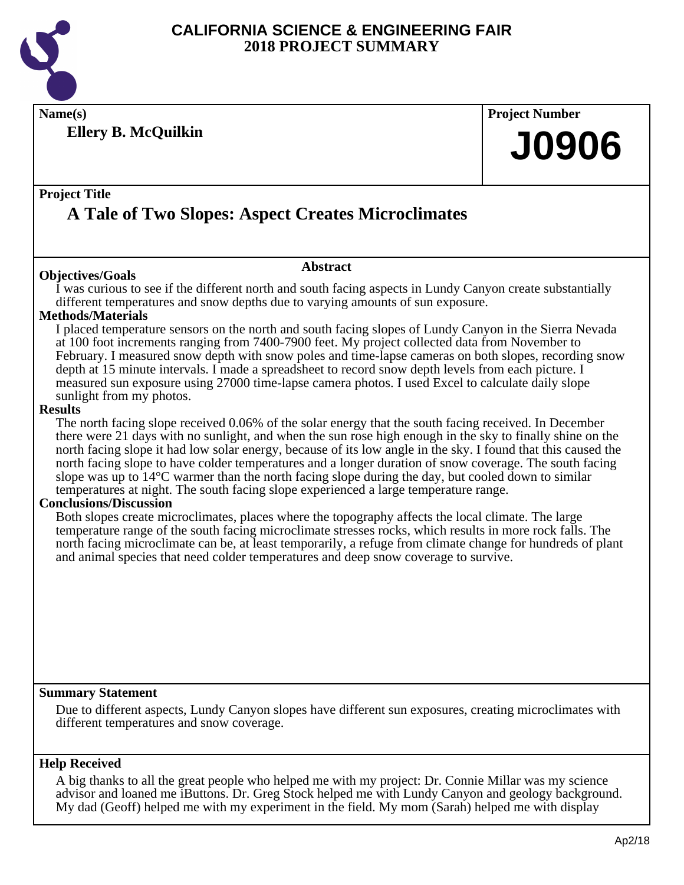# CALIFORNIA SCIENCE & ENGINEERING FAIR
## 2018 PROJECT SUMMARY

**Name(s)**

**Ellery B. McQuilkin**

**Project Number**

# J0906

**Project Title**

## A Tale of Two Slopes: Aspect Creates Microclimates

### Abstract

**Objectives/Goals**

I was curious to see if the different north and south facing aspects in Lundy Canyon create substantially different temperatures and snow depths due to varying amounts of sun exposure.

**Methods/Materials**

I placed temperature sensors on the north and south facing slopes of Lundy Canyon in the Sierra Nevada at 100 foot increments ranging from 7400-7900 feet. My project collected data from November to February. I measured snow depth with snow poles and time-lapse cameras on both slopes, recording snow depth at 15 minute intervals. I made a spreadsheet to record snow depth levels from each picture. I measured sun exposure using 27000 time-lapse camera photos. I used Excel to calculate daily slope sunlight from my photos.

**Results**

The north facing slope received 0.06% of the solar energy that the south facing received. In December there were 21 days with no sunlight, and when the sun rose high enough in the sky to finally shine on the north facing slope it had low solar energy, because of its low angle in the sky. I found that this caused the north facing slope to have colder temperatures and a longer duration of snow coverage. The south facing slope was up to 14°C warmer than the north facing slope during the day, but cooled down to similar temperatures at night. The south facing slope experienced a large temperature range.

**Conclusions/Discussion**

Both slopes create microclimates, places where the topography affects the local climate. The large temperature range of the south facing microclimate stresses rocks, which results in more rock falls. The north facing microclimate can be, at least temporarily, a refuge from climate change for hundreds of plant and animal species that need colder temperatures and deep snow coverage to survive.

**Summary Statement**

Due to different aspects, Lundy Canyon slopes have different sun exposures, creating microclimates with different temperatures and snow coverage.

**Help Received**

A big thanks to all the great people who helped me with my project: Dr. Connie Millar was my science advisor and loaned me iButtons. Dr. Greg Stock helped me with Lundy Canyon and geology background. My dad (Geoff) helped me with my experiment in the field. My mom (Sarah) helped me with display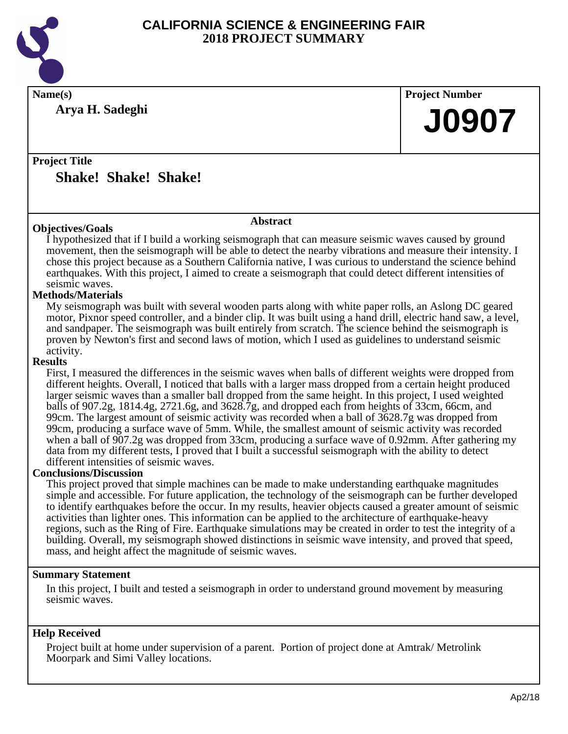# CALIFORNIA SCIENCE & ENGINEERING FAIR
## 2018 PROJECT SUMMARY

**Name(s)**

**Arya H. Sadeghi**

**Project Number**

**J0907**

**Project Title**

**Shake! Shake! Shake!**

**Abstract**

**Objectives/Goals**

I hypothesized that if I build a working seismograph that can measure seismic waves caused by ground movement, then the seismograph will be able to detect the nearby vibrations and measure their intensity. I chose this project because as a Southern California native, I was curious to understand the science behind earthquakes. With this project, I aimed to create a seismograph that could detect different intensities of seismic waves.

**Methods/Materials**

My seismograph was built with several wooden parts along with white paper rolls, an Aslong DC geared motor, Pixnor speed controller, and a binder clip. It was built using a hand drill, electric hand saw, a level, and sandpaper. The seismograph was built entirely from scratch. The science behind the seismograph is proven by Newton's first and second laws of motion, which I used as guidelines to understand seismic activity.

**Results**

First, I measured the differences in the seismic waves when balls of different weights were dropped from different heights. Overall, I noticed that balls with a larger mass dropped from a certain height produced larger seismic waves than a smaller ball dropped from the same height. In this project, I used weighted balls of 907.2g, 1814.4g, 2721.6g, and 3628.7g, and dropped each from heights of 33cm, 66cm, and 99cm. The largest amount of seismic activity was recorded when a ball of 3628.7g was dropped from 99cm, producing a surface wave of 5mm. While, the smallest amount of seismic activity was recorded when a ball of 907.2g was dropped from 33cm, producing a surface wave of 0.92mm. After gathering my data from my different tests, I proved that I built a successful seismograph with the ability to detect different intensities of seismic waves.

**Conclusions/Discussion**

This project proved that simple machines can be made to make understanding earthquake magnitudes simple and accessible. For future application, the technology of the seismograph can be further developed to identify earthquakes before the occur. In my results, heavier objects caused a greater amount of seismic activities than lighter ones. This information can be applied to the architecture of earthquake-heavy regions, such as the Ring of Fire. Earthquake simulations may be created in order to test the integrity of a building. Overall, my seismograph showed distinctions in seismic wave intensity, and proved that speed, mass, and height affect the magnitude of seismic waves.

**Summary Statement**

In this project, I built and tested a seismograph in order to understand ground movement by measuring seismic waves.

**Help Received**

Project built at home under supervision of a parent. Portion of project done at Amtrak/ Metrolink Moorpark and Simi Valley locations.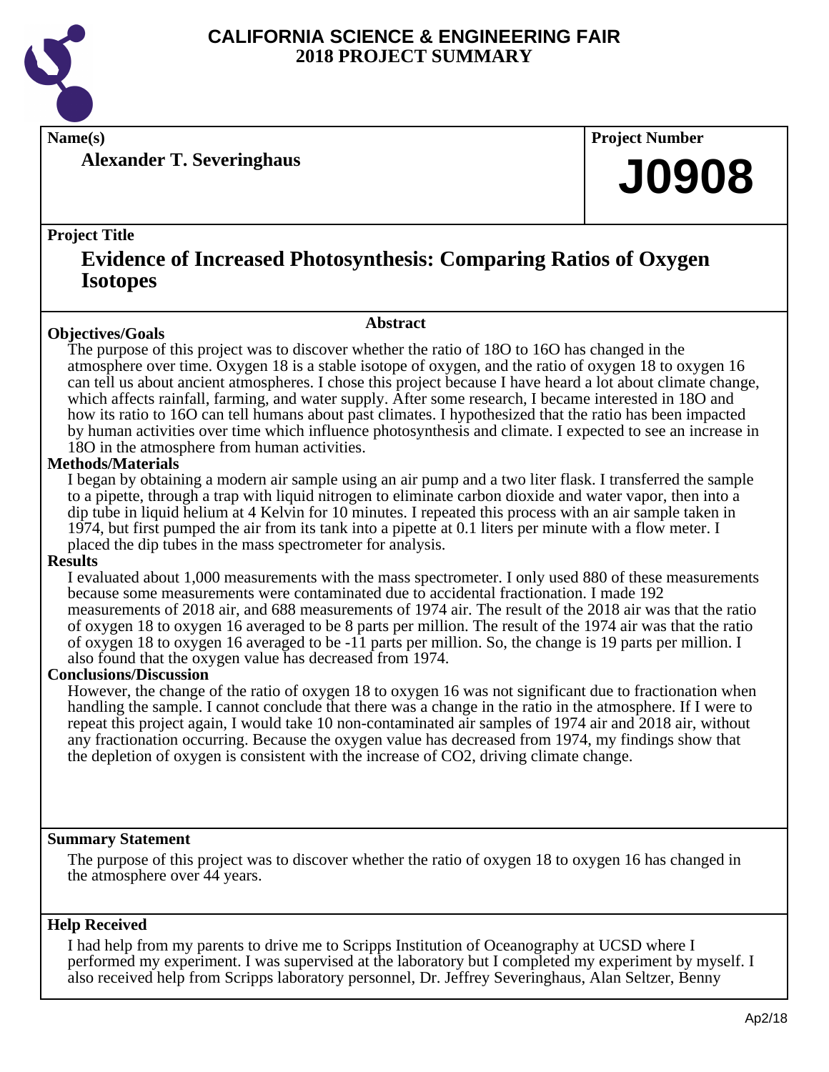# CALIFORNIA SCIENCE & ENGINEERING FAIR
## 2018 PROJECT SUMMARY

**Name(s)**

**Alexander T. Severinghaus**

**Project Number**

**J0908**

**Project Title**

## Evidence of Increased Photosynthesis: Comparing Ratios of Oxygen Isotopes

### Abstract

**Objectives/Goals**

The purpose of this project was to discover whether the ratio of 18O to 16O has changed in the atmosphere over time. Oxygen 18 is a stable isotope of oxygen, and the ratio of oxygen 18 to oxygen 16 can tell us about ancient atmospheres. I chose this project because I have heard a lot about climate change, which affects rainfall, farming, and water supply. After some research, I became interested in 18O and how its ratio to 16O can tell humans about past climates. I hypothesized that the ratio has been impacted by human activities over time which influence photosynthesis and climate. I expected to see an increase in 18O in the atmosphere from human activities.

**Methods/Materials**

I began by obtaining a modern air sample using an air pump and a two liter flask. I transferred the sample to a pipette, through a trap with liquid nitrogen to eliminate carbon dioxide and water vapor, then into a dip tube in liquid helium at 4 Kelvin for 10 minutes. I repeated this process with an air sample taken in 1974, but first pumped the air from its tank into a pipette at 0.1 liters per minute with a flow meter. I placed the dip tubes in the mass spectrometer for analysis.

**Results**

I evaluated about 1,000 measurements with the mass spectrometer. I only used 880 of these measurements because some measurements were contaminated due to accidental fractionation. I made 192 measurements of 2018 air, and 688 measurements of 1974 air. The result of the 2018 air was that the ratio of oxygen 18 to oxygen 16 averaged to be 8 parts per million. The result of the 1974 air was that the ratio of oxygen 18 to oxygen 16 averaged to be -11 parts per million. So, the change is 19 parts per million. I also found that the oxygen value has decreased from 1974.

**Conclusions/Discussion**

However, the change of the ratio of oxygen 18 to oxygen 16 was not significant due to fractionation when handling the sample. I cannot conclude that there was a change in the ratio in the atmosphere. If I were to repeat this project again, I would take 10 non-contaminated air samples of 1974 air and 2018 air, without any fractionation occurring. Because the oxygen value has decreased from 1974, my findings show that the depletion of oxygen is consistent with the increase of $CO_2$, driving climate change.

**Summary Statement**

The purpose of this project was to discover whether the ratio of oxygen 18 to oxygen 16 has changed in the atmosphere over 44 years.

**Help Received**

I had help from my parents to drive me to Scripps Institution of Oceanography at UCSD where I performed my experiment. I was supervised at the laboratory but I completed my experiment by myself. I also received help from Scripps laboratory personnel, Dr. Jeffrey Severinghaus, Alan Seltzer, Benny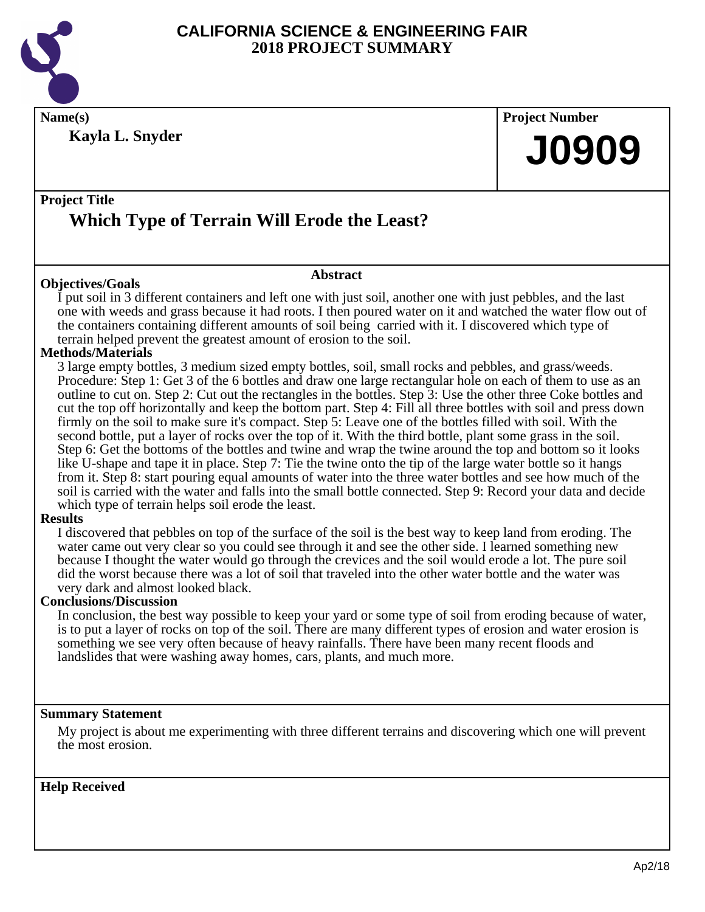# CALIFORNIA SCIENCE & ENGINEERING FAIR
## 2018 PROJECT SUMMARY

**Name(s)**

**Kayla L. Snyder**

**Project Number**

# J0909

**Project Title**

## Which Type of Terrain Will Erode the Least?

### Abstract

**Objectives/Goals**

I put soil in 3 different containers and left one with just soil, another one with just pebbles, and the last one with weeds and grass because it had roots. I then poured water on it and watched the water flow out of the containers containing different amounts of soil being carried with it. I discovered which type of terrain helped prevent the greatest amount of erosion to the soil.

**Methods/Materials**

3 large empty bottles, 3 medium sized empty bottles, soil, small rocks and pebbles, and grass/weeds. Procedure: Step 1: Get 3 of the 6 bottles and draw one large rectangular hole on each of them to use as an outline to cut on. Step 2: Cut out the rectangles in the bottles. Step 3: Use the other three Coke bottles and cut the top off horizontally and keep the bottom part. Step 4: Fill all three bottles with soil and press down firmly on the soil to make sure it's compact. Step 5: Leave one of the bottles filled with soil. With the second bottle, put a layer of rocks over the top of it. With the third bottle, plant some grass in the soil. Step 6: Get the bottoms of the bottles and twine and wrap the twine around the top and bottom so it looks like U-shape and tape it in place. Step 7: Tie the twine onto the tip of the large water bottle so it hangs from it. Step 8: start pouring equal amounts of water into the three water bottles and see how much of the soil is carried with the water and falls into the small bottle connected. Step 9: Record your data and decide which type of terrain helps soil erode the least.

**Results**

I discovered that pebbles on top of the surface of the soil is the best way to keep land from eroding. The water came out very clear so you could see through it and see the other side. I learned something new because I thought the water would go through the crevices and the soil would erode a lot. The pure soil did the worst because there was a lot of soil that traveled into the other water bottle and the water was very dark and almost looked black.

**Conclusions/Discussion**

In conclusion, the best way possible to keep your yard or some type of soil from eroding because of water, is to put a layer of rocks on top of the soil. There are many different types of erosion and water erosion is something we see very often because of heavy rainfalls. There have been many recent floods and landslides that were washing away homes, cars, plants, and much more.

**Summary Statement**

My project is about me experimenting with three different terrains and discovering which one will prevent the most erosion.

**Help Received**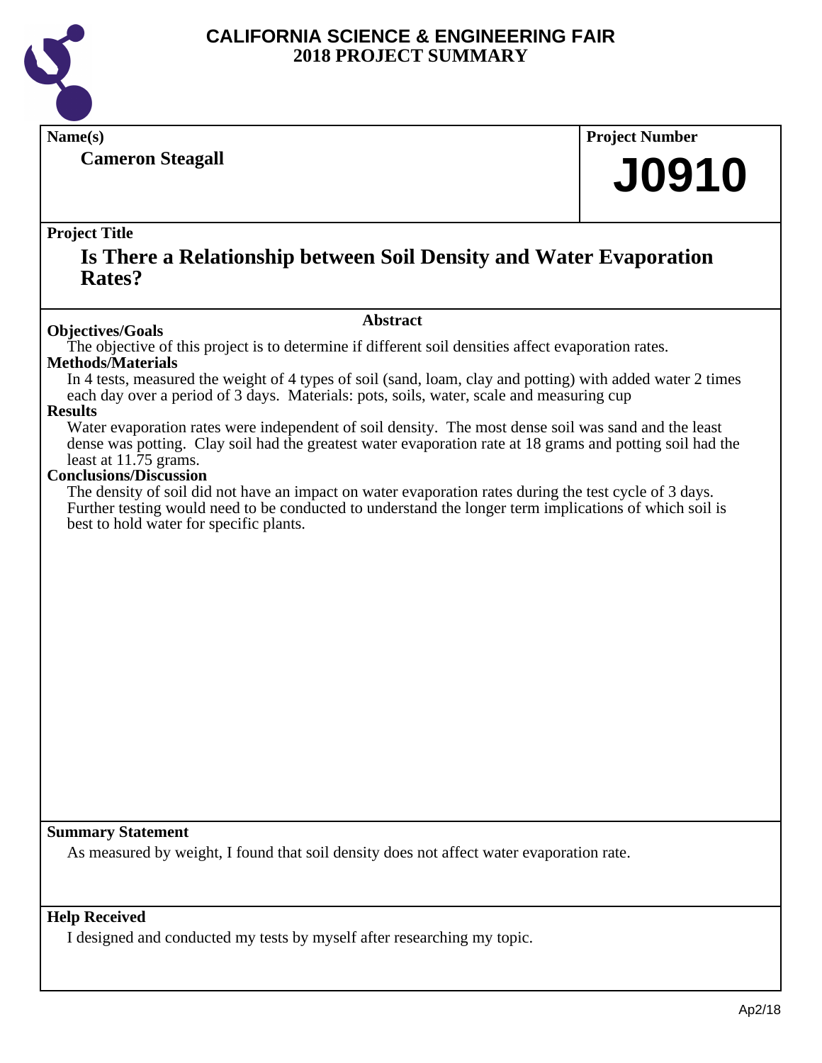# CALIFORNIA SCIENCE & ENGINEERING FAIR
## 2018 PROJECT SUMMARY

**Name(s)**

**Cameron Steagall**

**Project Number**

**J0910**

**Project Title**

## Is There a Relationship between Soil Density and Water Evaporation Rates?

### Abstract

**Objectives/Goals**

The objective of this project is to determine if different soil densities affect evaporation rates.

**Methods/Materials**

In 4 tests, measured the weight of 4 types of soil (sand, loam, clay and potting) with added water 2 times each day over a period of 3 days. Materials: pots, soils, water, scale and measuring cup

**Results**

Water evaporation rates were independent of soil density. The most dense soil was sand and the least dense was potting. Clay soil had the greatest water evaporation rate at 18 grams and potting soil had the least at 11.75 grams.

**Conclusions/Discussion**

The density of soil did not have an impact on water evaporation rates during the test cycle of 3 days. Further testing would need to be conducted to understand the longer term implications of which soil is best to hold water for specific plants.

**Summary Statement**

As measured by weight, I found that soil density does not affect water evaporation rate.

**Help Received**

I designed and conducted my tests by myself after researching my topic.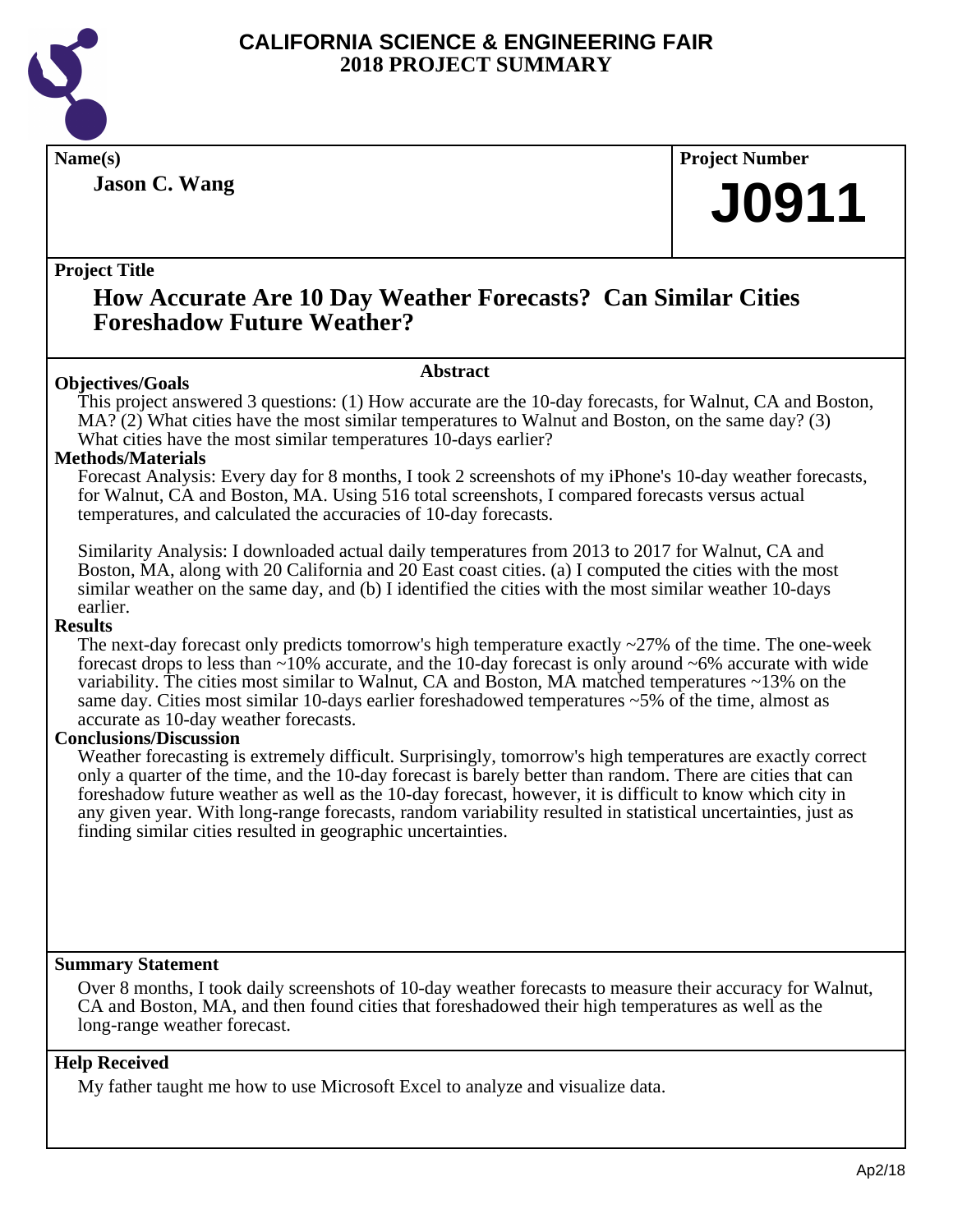# CALIFORNIA SCIENCE & ENGINEERING FAIR
# 2018 PROJECT SUMMARY

**Name(s)**

**Jason C. Wang**

**Project Number**

**J0911**

**Project Title**

## How Accurate Are 10 Day Weather Forecasts? Can Similar Cities Foreshadow Future Weather?

### Abstract

**Objectives/Goals**

This project answered 3 questions: (1) How accurate are the 10-day forecasts, for Walnut, CA and Boston, MA? (2) What cities have the most similar temperatures to Walnut and Boston, on the same day? (3) What cities have the most similar temperatures 10-days earlier?

**Methods/Materials**

Forecast Analysis: Every day for 8 months, I took 2 screenshots of my iPhone's 10-day weather forecasts, for Walnut, CA and Boston, MA. Using 516 total screenshots, I compared forecasts versus actual temperatures, and calculated the accuracies of 10-day forecasts.

Similarity Analysis: I downloaded actual daily temperatures from 2013 to 2017 for Walnut, CA and Boston, MA, along with 20 California and 20 East coast cities. (a) I computed the cities with the most similar weather on the same day, and (b) I identified the cities with the most similar weather 10-days earlier.

**Results**

The next-day forecast only predicts tomorrow's high temperature exactly ~27% of the time. The one-week forecast drops to less than ~10% accurate, and the 10-day forecast is only around ~6% accurate with wide variability. The cities most similar to Walnut, CA and Boston, MA matched temperatures ~13% on the same day. Cities most similar 10-days earlier foreshadowed temperatures ~5% of the time, almost as accurate as 10-day weather forecasts.

**Conclusions/Discussion**

Weather forecasting is extremely difficult. Surprisingly, tomorrow's high temperatures are exactly correct only a quarter of the time, and the 10-day forecast is barely better than random. There are cities that can foreshadow future weather as well as the 10-day forecast, however, it is difficult to know which city in any given year. With long-range forecasts, random variability resulted in statistical uncertainties, just as finding similar cities resulted in geographic uncertainties.

**Summary Statement**

Over 8 months, I took daily screenshots of 10-day weather forecasts to measure their accuracy for Walnut, CA and Boston, MA, and then found cities that foreshadowed their high temperatures as well as the long-range weather forecast.

**Help Received**

My father taught me how to use Microsoft Excel to analyze and visualize data.